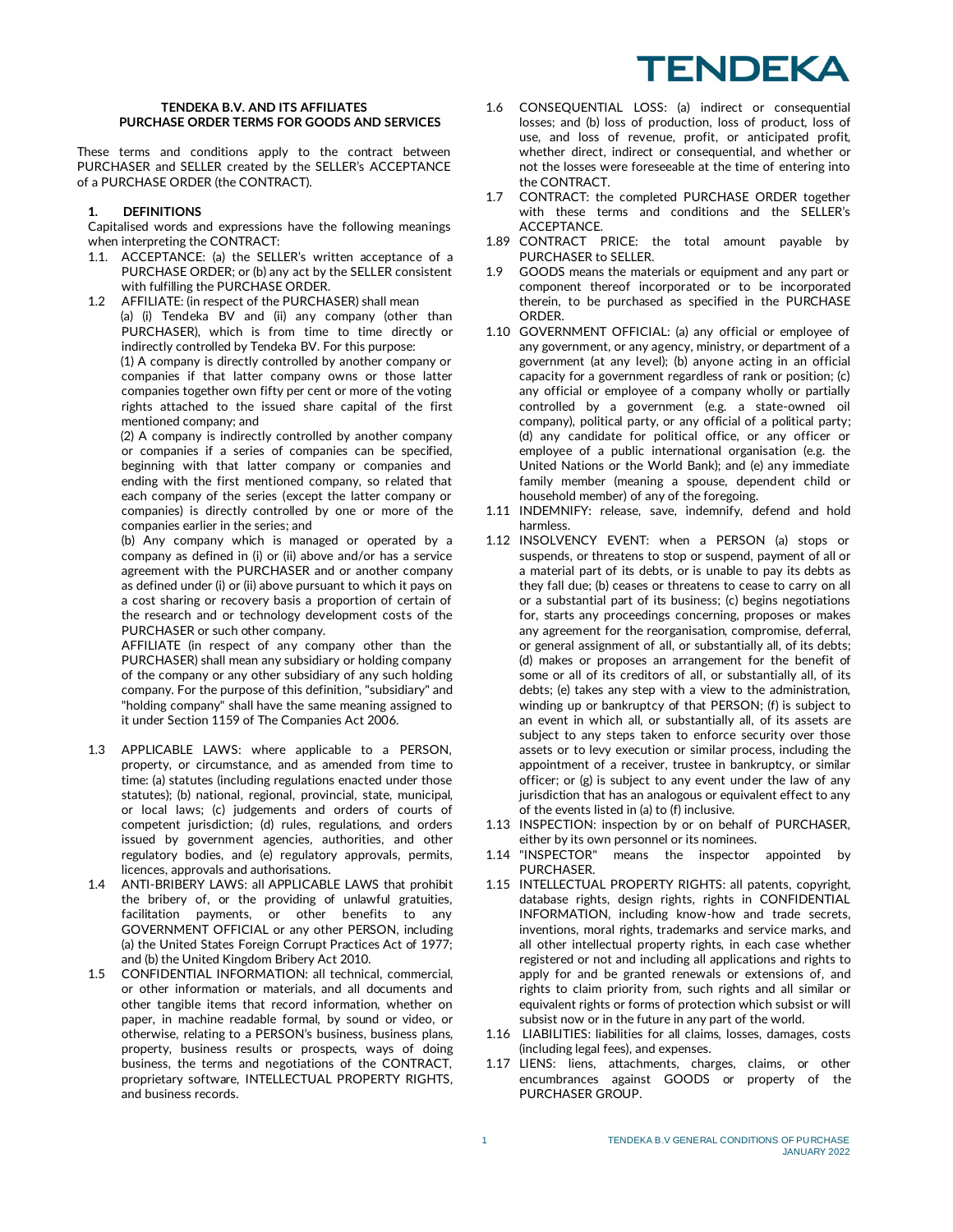**TENDEKA B.V. AND ITS AFFILIATES**
**PURCHASE ORDER TERMS FOR GOODS AND SERVICES**

These terms and conditions apply to the contract between PURCHASER and SELLER created by the SELLER's ACCEPTANCE of a PURCHASE ORDER (the CONTRACT).

## 1. DEFINITIONS

Capitalised words and expressions have the following meanings when interpreting the CONTRACT:

1.1. ACCEPTANCE: (a) the SELLER's written acceptance of a PURCHASE ORDER; or (b) any act by the SELLER consistent with fulfilling the PURCHASE ORDER.

1.2 AFFILIATE: (in respect of the PURCHASER) shall mean (a) (i) Tendeka BV and (ii) any company (other than PURCHASER), which is from time to time directly or indirectly controlled by Tendeka BV. For this purpose:

(1) A company is directly controlled by another company or companies if that latter company owns or those latter companies together own fifty per cent or more of the voting rights attached to the issued share capital of the first mentioned company; and

(2) A company is indirectly controlled by another company or companies if a series of companies can be specified, beginning with that latter company or companies and ending with the first mentioned company, so related that each company of the series (except the latter company or companies) is directly controlled by one or more of the companies earlier in the series; and

(b) Any company which is managed or operated by a company as defined in (i) or (ii) above and/or has a service agreement with the PURCHASER and or another company as defined under (i) or (ii) above pursuant to which it pays on a cost sharing or recovery basis a proportion of certain of the research and or technology development costs of the PURCHASER or such other company.

AFFILIATE (in respect of any company other than the PURCHASER) shall mean any subsidiary or holding company of the company or any other subsidiary of any such holding company. For the purpose of this definition, "subsidiary" and "holding company" shall have the same meaning assigned to it under Section 1159 of The Companies Act 2006.

1.3 APPLICABLE LAWS: where applicable to a PERSON, property, or circumstance, and as amended from time to time: (a) statutes (including regulations enacted under those statutes); (b) national, regional, provincial, state, municipal, or local laws; (c) judgements and orders of courts of competent jurisdiction; (d) rules, regulations, and orders issued by government agencies, authorities, and other regulatory bodies, and (e) regulatory approvals, permits, licences, approvals and authorisations.

1.4 ANTI-BRIBERY LAWS: all APPLICABLE LAWS that prohibit the bribery of, or the providing of unlawful gratuities, facilitation payments, or other benefits to any GOVERNMENT OFFICIAL or any other PERSON, including (a) the United States Foreign Corrupt Practices Act of 1977; and (b) the United Kingdom Bribery Act 2010.

1.5 CONFIDENTIAL INFORMATION: all technical, commercial, or other information or materials, and all documents and other tangible items that record information, whether on paper, in machine readable formal, by sound or video, or otherwise, relating to a PERSON's business, business plans, property, business results or prospects, ways of doing business, the terms and negotiations of the CONTRACT, proprietary software, INTELLECTUAL PROPERTY RIGHTS, and business records.

1.6 CONSEQUENTIAL LOSS: (a) indirect or consequential losses; and (b) loss of production, loss of product, loss of use, and loss of revenue, profit, or anticipated profit, whether direct, indirect or consequential, and whether or not the losses were foreseeable at the time of entering into the CONTRACT.

1.7 CONTRACT: the completed PURCHASE ORDER together with these terms and conditions and the SELLER's ACCEPTANCE.

1.89 CONTRACT PRICE: the total amount payable by PURCHASER to SELLER.

1.9 GOODS means the materials or equipment and any part or component thereof incorporated or to be incorporated therein, to be purchased as specified in the PURCHASE ORDER.

1.10 GOVERNMENT OFFICIAL: (a) any official or employee of any government, or any agency, ministry, or department of a government (at any level); (b) anyone acting in an official capacity for a government regardless of rank or position; (c) any official or employee of a company wholly or partially controlled by a government (e.g. a state-owned oil company), political party, or any official of a political party; (d) any candidate for political office, or any officer or employee of a public international organisation (e.g. the United Nations or the World Bank); and (e) any immediate family member (meaning a spouse, dependent child or household member) of any of the foregoing.

1.11 INDEMNIFY: release, save, indemnify, defend and hold harmless.

1.12 INSOLVENCY EVENT: when a PERSON (a) stops or suspends, or threatens to stop or suspend, payment of all or a material part of its debts, or is unable to pay its debts as they fall due; (b) ceases or threatens to cease to carry on all or a substantial part of its business; (c) begins negotiations for, starts any proceedings concerning, proposes or makes any agreement for the reorganisation, compromise, deferral, or general assignment of all, or substantially all, of its debts; (d) makes or proposes an arrangement for the benefit of some or all of its creditors of all, or substantially all, of its debts; (e) takes any step with a view to the administration, winding up or bankruptcy of that PERSON; (f) is subject to an event in which all, or substantially all, of its assets are subject to any steps taken to enforce security over those assets or to levy execution or similar process, including the appointment of a receiver, trustee in bankruptcy, or similar officer; or (g) is subject to any event under the law of any jurisdiction that has an analogous or equivalent effect to any of the events listed in (a) to (f) inclusive.

1.13 INSPECTION: inspection by or on behalf of PURCHASER, either by its own personnel or its nominees.

1.14 "INSPECTOR" means the inspector appointed by PURCHASER.

1.15 INTELLECTUAL PROPERTY RIGHTS: all patents, copyright, database rights, design rights, rights in CONFIDENTIAL INFORMATION, including know-how and trade secrets, inventions, moral rights, trademarks and service marks, and all other intellectual property rights, in each case whether registered or not and including all applications and rights to apply for and be granted renewals or extensions of, and rights to claim priority from, such rights and all similar or equivalent rights or forms of protection which subsist or will subsist now or in the future in any part of the world.

1.16 LIABILITIES: liabilities for all claims, losses, damages, costs (including legal fees), and expenses.

1.17 LIENS: liens, attachments, charges, claims, or other encumbrances against GOODS or property of the PURCHASER GROUP.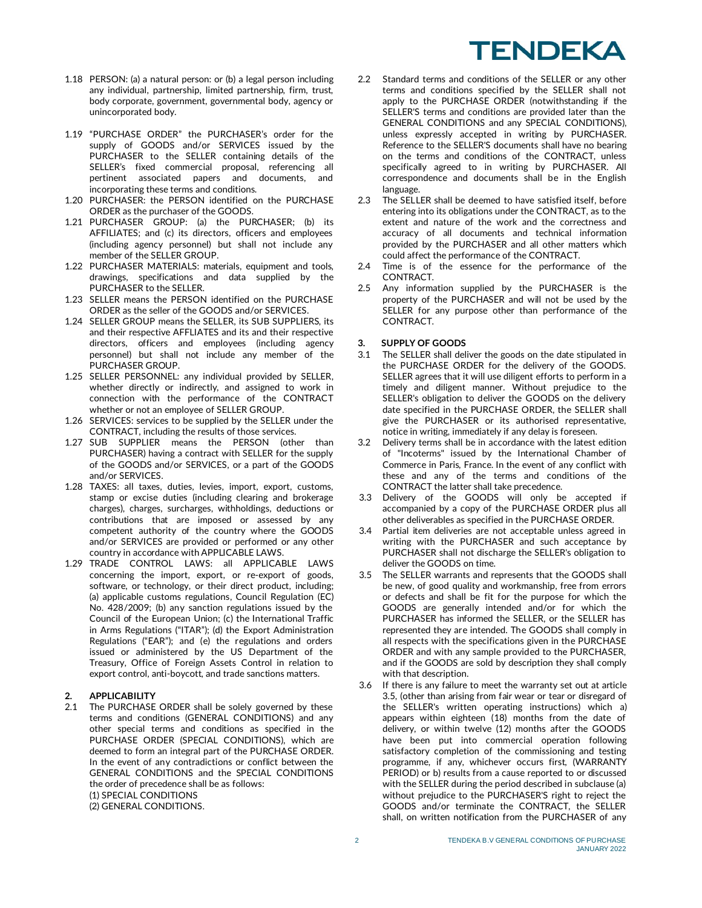1.18 PERSON: (a) a natural person: or (b) a legal person including any individual, partnership, limited partnership, firm, trust, body corporate, government, governmental body, agency or unincorporated body.

1.19 "PURCHASE ORDER" the PURCHASER's order for the supply of GOODS and/or SERVICES issued by the PURCHASER to the SELLER containing details of the SELLER's fixed commercial proposal, referencing all pertinent associated papers and documents, and incorporating these terms and conditions.

1.20 PURCHASER: the PERSON identified on the PURCHASE ORDER as the purchaser of the GOODS.

1.21 PURCHASER GROUP: (a) the PURCHASER; (b) its AFFILIATES; and (c) its directors, officers and employees (including agency personnel) but shall not include any member of the SELLER GROUP.

1.22 PURCHASER MATERIALS: materials, equipment and tools, drawings, specifications and data supplied by the PURCHASER to the SELLER.

1.23 SELLER means the PERSON identified on the PURCHASE ORDER as the seller of the GOODS and/or SERVICES.

1.24 SELLER GROUP means the SELLER, its SUB SUPPLIERS, its and their respective AFFLIATES and its and their respective directors, officers and employees (including agency personnel) but shall not include any member of the PURCHASER GROUP.

1.25 SELLER PERSONNEL: any individual provided by SELLER, whether directly or indirectly, and assigned to work in connection with the performance of the CONTRACT whether or not an employee of SELLER GROUP.

1.26 SERVICES: services to be supplied by the SELLER under the CONTRACT, including the results of those services.

1.27 SUB SUPPLIER means the PERSON (other than PURCHASER) having a contract with SELLER for the supply of the GOODS and/or SERVICES, or a part of the GOODS and/or SERVICES.

1.28 TAXES: all taxes, duties, levies, import, export, customs, stamp or excise duties (including clearing and brokerage charges), charges, surcharges, withholdings, deductions or contributions that are imposed or assessed by any competent authority of the country where the GOODS and/or SERVICES are provided or performed or any other country in accordance with APPLICABLE LAWS.

1.29 TRADE CONTROL LAWS: all APPLICABLE LAWS concerning the import, export, or re-export of goods, software, or technology, or their direct product, including; (a) applicable customs regulations, Council Regulation (EC) No. 428/2009; (b) any sanction regulations issued by the Council of the European Union; (c) the International Traffic in Arms Regulations ("ITAR"); (d) the Export Administration Regulations ("EAR"); and (e) the regulations and orders issued or administered by the US Department of the Treasury, Office of Foreign Assets Control in relation to export control, anti-boycott, and trade sanctions matters.

## 2. APPLICABILITY

2.1 The PURCHASE ORDER shall be solely governed by these terms and conditions (GENERAL CONDITIONS) and any other special terms and conditions as specified in the PURCHASE ORDER (SPECIAL CONDITIONS), which are deemed to form an integral part of the PURCHASE ORDER. In the event of any contradictions or conflict between the GENERAL CONDITIONS and the SPECIAL CONDITIONS the order of precedence shall be as follows:
(1) SPECIAL CONDITIONS
(2) GENERAL CONDITIONS.

2.2 Standard terms and conditions of the SELLER or any other terms and conditions specified by the SELLER shall not apply to the PURCHASE ORDER (notwithstanding if the SELLER'S terms and conditions are provided later than the GENERAL CONDITIONS and any SPECIAL CONDITIONS), unless expressly accepted in writing by PURCHASER. Reference to the SELLER'S documents shall have no bearing on the terms and conditions of the CONTRACT, unless specifically agreed to in writing by PURCHASER. All correspondence and documents shall be in the English language.

2.3 The SELLER shall be deemed to have satisfied itself, before entering into its obligations under the CONTRACT, as to the extent and nature of the work and the correctness and accuracy of all documents and technical information provided by the PURCHASER and all other matters which could affect the performance of the CONTRACT.

2.4 Time is of the essence for the performance of the CONTRACT.

2.5 Any information supplied by the PURCHASER is the property of the PURCHASER and will not be used by the SELLER for any purpose other than performance of the CONTRACT.

## 3. SUPPLY OF GOODS

3.1 The SELLER shall deliver the goods on the date stipulated in the PURCHASE ORDER for the delivery of the GOODS. SELLER agrees that it will use diligent efforts to perform in a timely and diligent manner. Without prejudice to the SELLER's obligation to deliver the GOODS on the delivery date specified in the PURCHASE ORDER, the SELLER shall give the PURCHASER or its authorised representative, notice in writing, immediately if any delay is foreseen.

3.2 Delivery terms shall be in accordance with the latest edition of "Incoterms" issued by the International Chamber of Commerce in Paris, France. In the event of any conflict with these and any of the terms and conditions of the CONTRACT the latter shall take precedence.

3.3 Delivery of the GOODS will only be accepted if accompanied by a copy of the PURCHASE ORDER plus all other deliverables as specified in the PURCHASE ORDER.

3.4 Partial item deliveries are not acceptable unless agreed in writing with the PURCHASER and such acceptance by PURCHASER shall not discharge the SELLER's obligation to deliver the GOODS on time.

3.5 The SELLER warrants and represents that the GOODS shall be new, of good quality and workmanship, free from errors or defects and shall be fit for the purpose for which the GOODS are generally intended and/or for which the PURCHASER has informed the SELLER, or the SELLER has represented they are intended. The GOODS shall comply in all respects with the specifications given in the PURCHASE ORDER and with any sample provided to the PURCHASER, and if the GOODS are sold by description they shall comply with that description.

3.6 If there is any failure to meet the warranty set out at article 3.5, (other than arising from fair wear or tear or disregard of the SELLER's written operating instructions) which a) appears within eighteen (18) months from the date of delivery, or within twelve (12) months after the GOODS have been put into commercial operation following satisfactory completion of the commissioning and testing programme, if any, whichever occurs first, (WARRANTY PERIOD) or b) results from a cause reported to or discussed with the SELLER during the period described in subclause (a) without prejudice to the PURCHASER'S right to reject the GOODS and/or terminate the CONTRACT, the SELLER shall, on written notification from the PURCHASER of any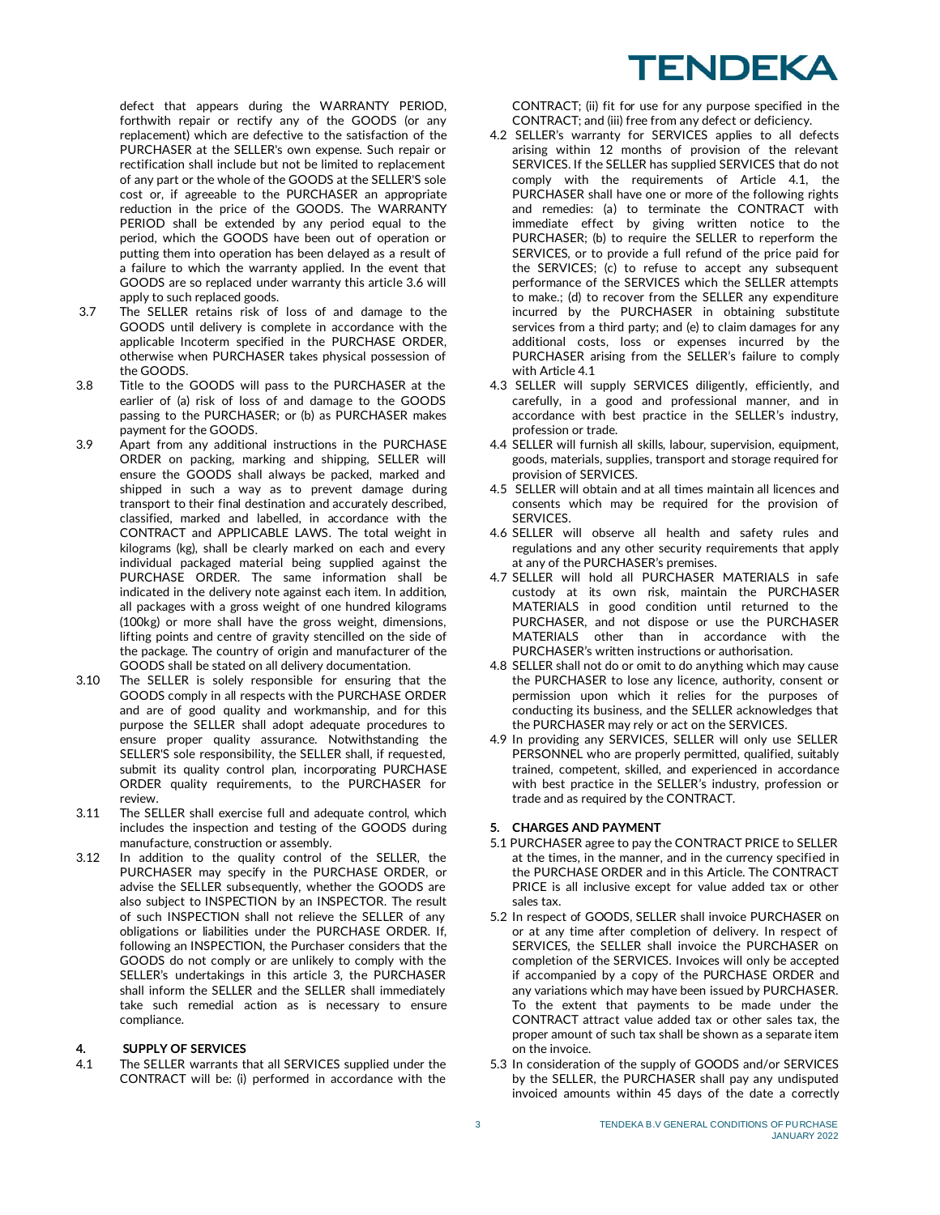defect that appears during the WARRANTY PERIOD, forthwith repair or rectify any of the GOODS (or any replacement) which are defective to the satisfaction of the PURCHASER at the SELLER's own expense. Such repair or rectification shall include but not be limited to replacement of any part or the whole of the GOODS at the SELLER'S sole cost or, if agreeable to the PURCHASER an appropriate reduction in the price of the GOODS. The WARRANTY PERIOD shall be extended by any period equal to the period, which the GOODS have been out of operation or putting them into operation has been delayed as a result of a failure to which the warranty applied. In the event that GOODS are so replaced under warranty this article 3.6 will apply to such replaced goods.

3.7 The SELLER retains risk of loss of and damage to the GOODS until delivery is complete in accordance with the applicable Incoterm specified in the PURCHASE ORDER, otherwise when PURCHASER takes physical possession of the GOODS.

3.8 Title to the GOODS will pass to the PURCHASER at the earlier of (a) risk of loss of and damage to the GOODS passing to the PURCHASER; or (b) as PURCHASER makes payment for the GOODS.

3.9 Apart from any additional instructions in the PURCHASE ORDER on packing, marking and shipping, SELLER will ensure the GOODS shall always be packed, marked and shipped in such a way as to prevent damage during transport to their final destination and accurately described, classified, marked and labelled, in accordance with the CONTRACT and APPLICABLE LAWS. The total weight in kilograms (kg), shall be clearly marked on each and every individual packaged material being supplied against the PURCHASE ORDER. The same information shall be indicated in the delivery note against each item. In addition, all packages with a gross weight of one hundred kilograms (100kg) or more shall have the gross weight, dimensions, lifting points and centre of gravity stencilled on the side of the package. The country of origin and manufacturer of the GOODS shall be stated on all delivery documentation.

3.10 The SELLER is solely responsible for ensuring that the GOODS comply in all respects with the PURCHASE ORDER and are of good quality and workmanship, and for this purpose the SELLER shall adopt adequate procedures to ensure proper quality assurance. Notwithstanding the SELLER'S sole responsibility, the SELLER shall, if requested, submit its quality control plan, incorporating PURCHASE ORDER quality requirements, to the PURCHASER for review.

3.11 The SELLER shall exercise full and adequate control, which includes the inspection and testing of the GOODS during manufacture, construction or assembly.

3.12 In addition to the quality control of the SELLER, the PURCHASER may specify in the PURCHASE ORDER, or advise the SELLER subsequently, whether the GOODS are also subject to INSPECTION by an INSPECTOR. The result of such INSPECTION shall not relieve the SELLER of any obligations or liabilities under the PURCHASE ORDER. If, following an INSPECTION, the Purchaser considers that the GOODS do not comply or are unlikely to comply with the SELLER's undertakings in this article 3, the PURCHASER shall inform the SELLER and the SELLER shall immediately take such remedial action as is necessary to ensure compliance.

### 4. SUPPLY OF SERVICES

4.1 The SELLER warrants that all SERVICES supplied under the CONTRACT will be: (i) performed in accordance with the CONTRACT; (ii) fit for use for any purpose specified in the CONTRACT; and (iii) free from any defect or deficiency.

4.2 SELLER's warranty for SERVICES applies to all defects arising within 12 months of provision of the relevant SERVICES. If the SELLER has supplied SERVICES that do not comply with the requirements of Article 4.1, the PURCHASER shall have one or more of the following rights and remedies: (a) to terminate the CONTRACT with immediate effect by giving written notice to the PURCHASER; (b) to require the SELLER to reperform the SERVICES, or to provide a full refund of the price paid for the SERVICES; (c) to refuse to accept any subsequent performance of the SERVICES which the SELLER attempts to make.; (d) to recover from the SELLER any expenditure incurred by the PURCHASER in obtaining substitute services from a third party; and (e) to claim damages for any additional costs, loss or expenses incurred by the PURCHASER arising from the SELLER's failure to comply with Article 4.1

4.3 SELLER will supply SERVICES diligently, efficiently, and carefully, in a good and professional manner, and in accordance with best practice in the SELLER's industry, profession or trade.

4.4 SELLER will furnish all skills, labour, supervision, equipment, goods, materials, supplies, transport and storage required for provision of SERVICES.

4.5 SELLER will obtain and at all times maintain all licences and consents which may be required for the provision of SERVICES.

4.6 SELLER will observe all health and safety rules and regulations and any other security requirements that apply at any of the PURCHASER's premises.

4.7 SELLER will hold all PURCHASER MATERIALS in safe custody at its own risk, maintain the PURCHASER MATERIALS in good condition until returned to the PURCHASER, and not dispose or use the PURCHASER MATERIALS other than in accordance with the PURCHASER's written instructions or authorisation.

4.8 SELLER shall not do or omit to do anything which may cause the PURCHASER to lose any licence, authority, consent or permission upon which it relies for the purposes of conducting its business, and the SELLER acknowledges that the PURCHASER may rely or act on the SERVICES.

4.9 In providing any SERVICES, SELLER will only use SELLER PERSONNEL who are properly permitted, qualified, suitably trained, competent, skilled, and experienced in accordance with best practice in the SELLER's industry, profession or trade and as required by the CONTRACT.

### 5. CHARGES AND PAYMENT

5.1 PURCHASER agree to pay the CONTRACT PRICE to SELLER at the times, in the manner, and in the currency specified in the PURCHASE ORDER and in this Article. The CONTRACT PRICE is all inclusive except for value added tax or other sales tax.

5.2 In respect of GOODS, SELLER shall invoice PURCHASER on or at any time after completion of delivery. In respect of SERVICES, the SELLER shall invoice the PURCHASER on completion of the SERVICES. Invoices will only be accepted if accompanied by a copy of the PURCHASE ORDER and any variations which may have been issued by PURCHASER. To the extent that payments to be made under the CONTRACT attract value added tax or other sales tax, the proper amount of such tax shall be shown as a separate item on the invoice.

5.3 In consideration of the supply of GOODS and/or SERVICES by the SELLER, the PURCHASER shall pay any undisputed invoiced amounts within 45 days of the date a correctly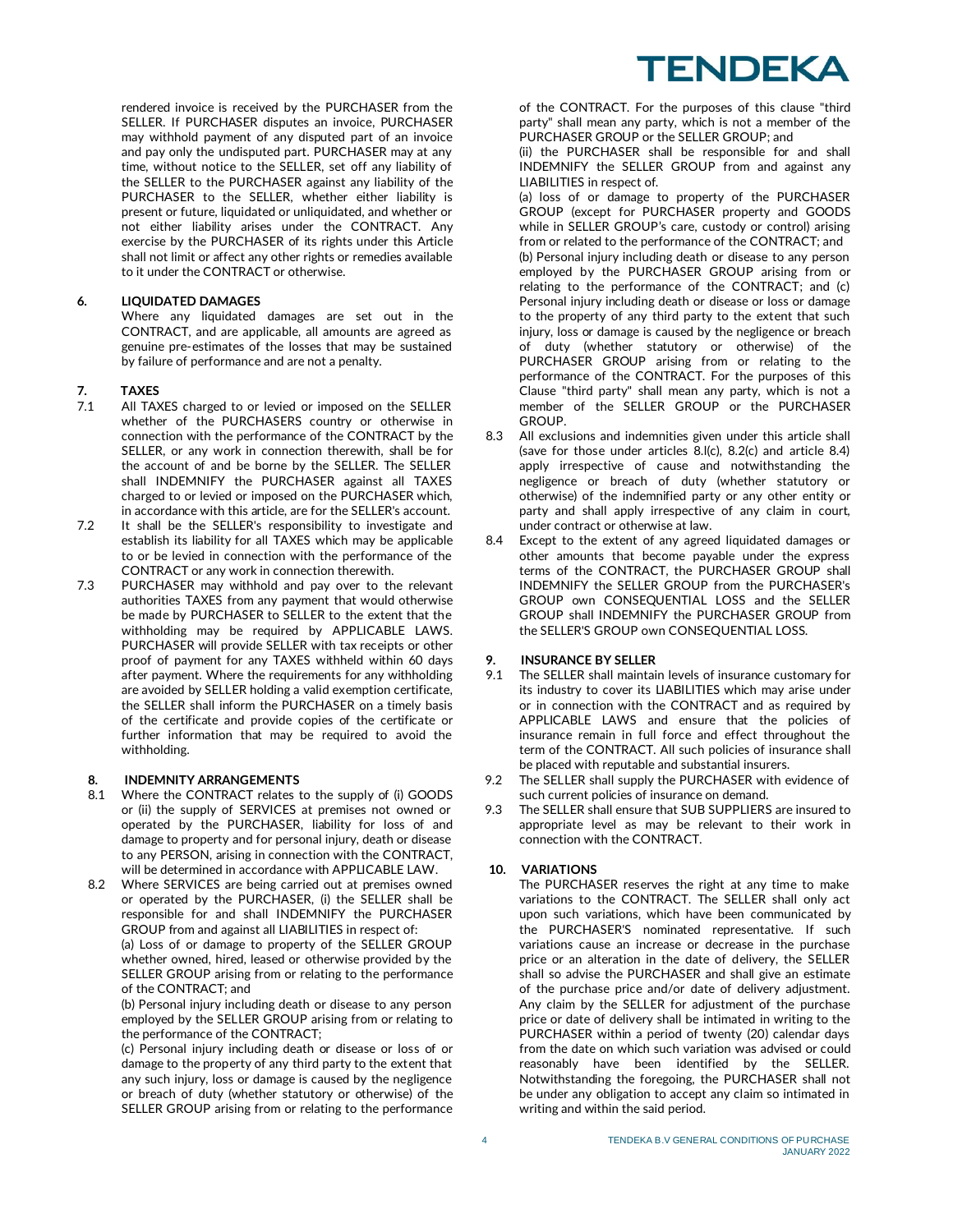rendered invoice is received by the PURCHASER from the SELLER. If PURCHASER disputes an invoice, PURCHASER may withhold payment of any disputed part of an invoice and pay only the undisputed part. PURCHASER may at any time, without notice to the SELLER, set off any liability of the SELLER to the PURCHASER against any liability of the PURCHASER to the SELLER, whether either liability is present or future, liquidated or unliquidated, and whether or not either liability arises under the CONTRACT. Any exercise by the PURCHASER of its rights under this Article shall not limit or affect any other rights or remedies available to it under the CONTRACT or otherwise.

**6. LIQUIDATED DAMAGES**

Where any liquidated damages are set out in the CONTRACT, and are applicable, all amounts are agreed as genuine pre-estimates of the losses that may be sustained by failure of performance and are not a penalty.

**7. TAXES**

7.1 All TAXES charged to or levied or imposed on the SELLER whether of the PURCHASERS country or otherwise in connection with the performance of the CONTRACT by the SELLER, or any work in connection therewith, shall be for the account of and be borne by the SELLER. The SELLER shall INDEMNIFY the PURCHASER against all TAXES charged to or levied or imposed on the PURCHASER which, in accordance with this article, are for the SELLER's account.

7.2 It shall be the SELLER's responsibility to investigate and establish its liability for all TAXES which may be applicable to or be levied in connection with the performance of the CONTRACT or any work in connection therewith.

7.3 PURCHASER may withhold and pay over to the relevant authorities TAXES from any payment that would otherwise be made by PURCHASER to SELLER to the extent that the withholding may be required by APPLICABLE LAWS. PURCHASER will provide SELLER with tax receipts or other proof of payment for any TAXES withheld within 60 days after payment. Where the requirements for any withholding are avoided by SELLER holding a valid exemption certificate, the SELLER shall inform the PURCHASER on a timely basis of the certificate and provide copies of the certificate or further information that may be required to avoid the withholding.

**8. INDEMNITY ARRANGEMENTS**

8.1 Where the CONTRACT relates to the supply of (i) GOODS or (ii) the supply of SERVICES at premises not owned or operated by the PURCHASER, liability for loss of and damage to property and for personal injury, death or disease to any PERSON, arising in connection with the CONTRACT, will be determined in accordance with APPLICABLE LAW.

8.2 Where SERVICES are being carried out at premises owned or operated by the PURCHASER, (i) the SELLER shall be responsible for and shall INDEMNIFY the PURCHASER GROUP from and against all LIABILITIES in respect of:

(a) Loss of or damage to property of the SELLER GROUP whether owned, hired, leased or otherwise provided by the SELLER GROUP arising from or relating to the performance of the CONTRACT; and

(b) Personal injury including death or disease to any person employed by the SELLER GROUP arising from or relating to the performance of the CONTRACT;

(c) Personal injury including death or disease or loss of or damage to the property of any third party to the extent that any such injury, loss or damage is caused by the negligence or breach of duty (whether statutory or otherwise) of the SELLER GROUP arising from or relating to the performance of the CONTRACT. For the purposes of this clause "third party" shall mean any party, which is not a member of the PURCHASER GROUP or the SELLER GROUP; and

(ii) the PURCHASER shall be responsible for and shall INDEMNIFY the SELLER GROUP from and against any LIABILITIES in respect of.

(a) loss of or damage to property of the PURCHASER GROUP (except for PURCHASER property and GOODS while in SELLER GROUP's care, custody or control) arising from or related to the performance of the CONTRACT; and

(b) Personal injury including death or disease to any person employed by the PURCHASER GROUP arising from or relating to the performance of the CONTRACT; and (c) Personal injury including death or disease or loss or damage to the property of any third party to the extent that such injury, loss or damage is caused by the negligence or breach of duty (whether statutory or otherwise) of the PURCHASER GROUP arising from or relating to the performance of the CONTRACT. For the purposes of this Clause "third party" shall mean any party, which is not a member of the SELLER GROUP or the PURCHASER GROUP.

8.3 All exclusions and indemnities given under this article shall (save for those under articles 8.l(c), 8.2(c) and article 8.4) apply irrespective of cause and notwithstanding the negligence or breach of duty (whether statutory or otherwise) of the indemnified party or any other entity or party and shall apply irrespective of any claim in court, under contract or otherwise at law.

8.4 Except to the extent of any agreed liquidated damages or other amounts that become payable under the express terms of the CONTRACT, the PURCHASER GROUP shall INDEMNIFY the SELLER GROUP from the PURCHASER's GROUP own CONSEQUENTIAL LOSS and the SELLER GROUP shall INDEMNIFY the PURCHASER GROUP from the SELLER'S GROUP own CONSEQUENTIAL LOSS.

**9. INSURANCE BY SELLER**

9.1 The SELLER shall maintain levels of insurance customary for its industry to cover its LIABILITIES which may arise under or in connection with the CONTRACT and as required by APPLICABLE LAWS and ensure that the policies of insurance remain in full force and effect throughout the term of the CONTRACT. All such policies of insurance shall be placed with reputable and substantial insurers.

9.2 The SELLER shall supply the PURCHASER with evidence of such current policies of insurance on demand.

9.3 The SELLER shall ensure that SUB SUPPLIERS are insured to appropriate level as may be relevant to their work in connection with the CONTRACT.

**10. VARIATIONS**

The PURCHASER reserves the right at any time to make variations to the CONTRACT. The SELLER shall only act upon such variations, which have been communicated by the PURCHASER'S nominated representative. If such variations cause an increase or decrease in the purchase price or an alteration in the date of delivery, the SELLER shall so advise the PURCHASER and shall give an estimate of the purchase price and/or date of delivery adjustment. Any claim by the SELLER for adjustment of the purchase price or date of delivery shall be intimated in writing to the PURCHASER within a period of twenty (20) calendar days from the date on which such variation was advised or could reasonably have been identified by the SELLER. Notwithstanding the foregoing, the PURCHASER shall not be under any obligation to accept any claim so intimated in writing and within the said period.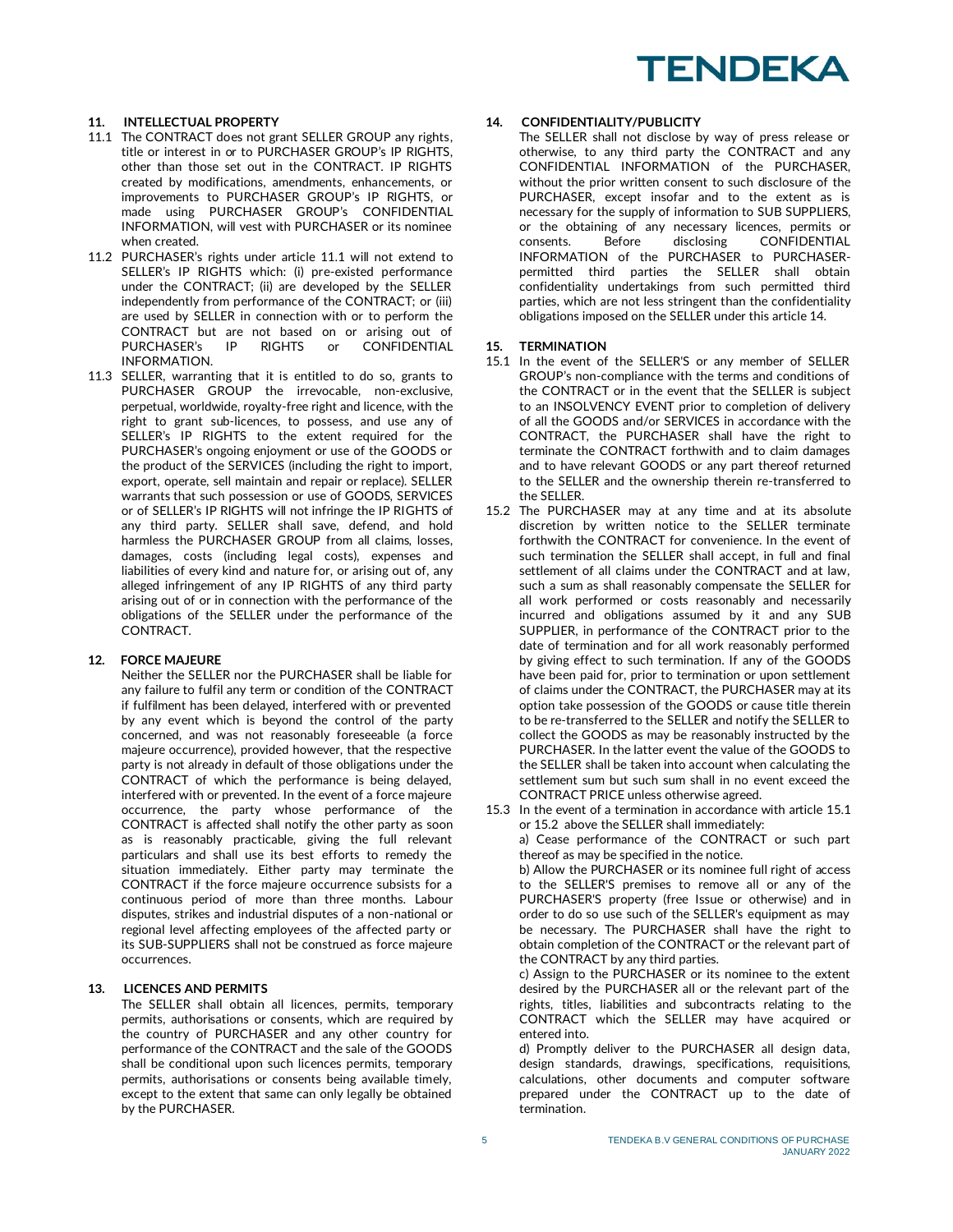## 11. INTELLECTUAL PROPERTY

11.1 The CONTRACT does not grant SELLER GROUP any rights, title or interest in or to PURCHASER GROUP's IP RIGHTS, other than those set out in the CONTRACT. IP RIGHTS created by modifications, amendments, enhancements, or improvements to PURCHASER GROUP's IP RIGHTS, or made using PURCHASER GROUP's CONFIDENTIAL INFORMATION, will vest with PURCHASER or its nominee when created.

11.2 PURCHASER's rights under article 11.1 will not extend to SELLER's IP RIGHTS which: (i) pre-existed performance under the CONTRACT; (ii) are developed by the SELLER independently from performance of the CONTRACT; or (iii) are used by SELLER in connection with or to perform the CONTRACT but are not based on or arising out of PURCHASER's IP RIGHTS or CONFIDENTIAL INFORMATION.

11.3 SELLER, warranting that it is entitled to do so, grants to PURCHASER GROUP the irrevocable, non-exclusive, perpetual, worldwide, royalty-free right and licence, with the right to grant sub-licences, to possess, and use any of SELLER's IP RIGHTS to the extent required for the PURCHASER's ongoing enjoyment or use of the GOODS or the product of the SERVICES (including the right to import, export, operate, sell maintain and repair or replace). SELLER warrants that such possession or use of GOODS, SERVICES or of SELLER's IP RIGHTS will not infringe the IP RIGHTS of any third party. SELLER shall save, defend, and hold harmless the PURCHASER GROUP from all claims, losses, damages, costs (including legal costs), expenses and liabilities of every kind and nature for, or arising out of, any alleged infringement of any IP RIGHTS of any third party arising out of or in connection with the performance of the obligations of the SELLER under the performance of the CONTRACT.

## 12. FORCE MAJEURE

Neither the SELLER nor the PURCHASER shall be liable for any failure to fulfil any term or condition of the CONTRACT if fulfilment has been delayed, interfered with or prevented by any event which is beyond the control of the party concerned, and was not reasonably foreseeable (a force majeure occurrence), provided however, that the respective party is not already in default of those obligations under the CONTRACT of which the performance is being delayed, interfered with or prevented. In the event of a force majeure occurrence, the party whose performance of the CONTRACT is affected shall notify the other party as soon as is reasonably practicable, giving the full relevant particulars and shall use its best efforts to remedy the situation immediately. Either party may terminate the CONTRACT if the force majeure occurrence subsists for a continuous period of more than three months. Labour disputes, strikes and industrial disputes of a non-national or regional level affecting employees of the affected party or its SUB-SUPPLIERS shall not be construed as force majeure occurrences.

## 13. LICENCES AND PERMITS

The SELLER shall obtain all licences, permits, temporary permits, authorisations or consents, which are required by the country of PURCHASER and any other country for performance of the CONTRACT and the sale of the GOODS shall be conditional upon such licences permits, temporary permits, authorisations or consents being available timely, except to the extent that same can only legally be obtained by the PURCHASER.

## 14. CONFIDENTIALITY/PUBLICITY

The SELLER shall not disclose by way of press release or otherwise, to any third party the CONTRACT and any CONFIDENTIAL INFORMATION of the PURCHASER, without the prior written consent to such disclosure of the PURCHASER, except insofar and to the extent as is necessary for the supply of information to SUB SUPPLIERS, or the obtaining of any necessary licences, permits or consents. Before disclosing CONFIDENTIAL INFORMATION of the PURCHASER to PURCHASER-permitted third parties the SELLER shall obtain confidentiality undertakings from such permitted third parties, which are not less stringent than the confidentiality obligations imposed on the SELLER under this article 14.

## 15. TERMINATION

15.1 In the event of the SELLER'S or any member of SELLER GROUP's non-compliance with the terms and conditions of the CONTRACT or in the event that the SELLER is subject to an INSOLVENCY EVENT prior to completion of delivery of all the GOODS and/or SERVICES in accordance with the CONTRACT, the PURCHASER shall have the right to terminate the CONTRACT forthwith and to claim damages and to have relevant GOODS or any part thereof returned to the SELLER and the ownership therein re-transferred to the SELLER.

15.2 The PURCHASER may at any time and at its absolute discretion by written notice to the SELLER terminate forthwith the CONTRACT for convenience. In the event of such termination the SELLER shall accept, in full and final settlement of all claims under the CONTRACT and at law, such a sum as shall reasonably compensate the SELLER for all work performed or costs reasonably and necessarily incurred and obligations assumed by it and any SUB SUPPLIER, in performance of the CONTRACT prior to the date of termination and for all work reasonably performed by giving effect to such termination. If any of the GOODS have been paid for, prior to termination or upon settlement of claims under the CONTRACT, the PURCHASER may at its option take possession of the GOODS or cause title therein to be re-transferred to the SELLER and notify the SELLER to collect the GOODS as may be reasonably instructed by the PURCHASER. In the latter event the value of the GOODS to the SELLER shall be taken into account when calculating the settlement sum but such sum shall in no event exceed the CONTRACT PRICE unless otherwise agreed.

15.3 In the event of a termination in accordance with article 15.1 or 15.2 above the SELLER shall immediately:

a) Cease performance of the CONTRACT or such part thereof as may be specified in the notice.

b) Allow the PURCHASER or its nominee full right of access to the SELLER'S premises to remove all or any of the PURCHASER'S property (free Issue or otherwise) and in order to do so use such of the SELLER's equipment as may be necessary. The PURCHASER shall have the right to obtain completion of the CONTRACT or the relevant part of the CONTRACT by any third parties.

c) Assign to the PURCHASER or its nominee to the extent desired by the PURCHASER all or the relevant part of the rights, titles, liabilities and subcontracts relating to the CONTRACT which the SELLER may have acquired or entered into.

d) Promptly deliver to the PURCHASER all design data, design standards, drawings, specifications, requisitions, calculations, other documents and computer software prepared under the CONTRACT up to the date of termination.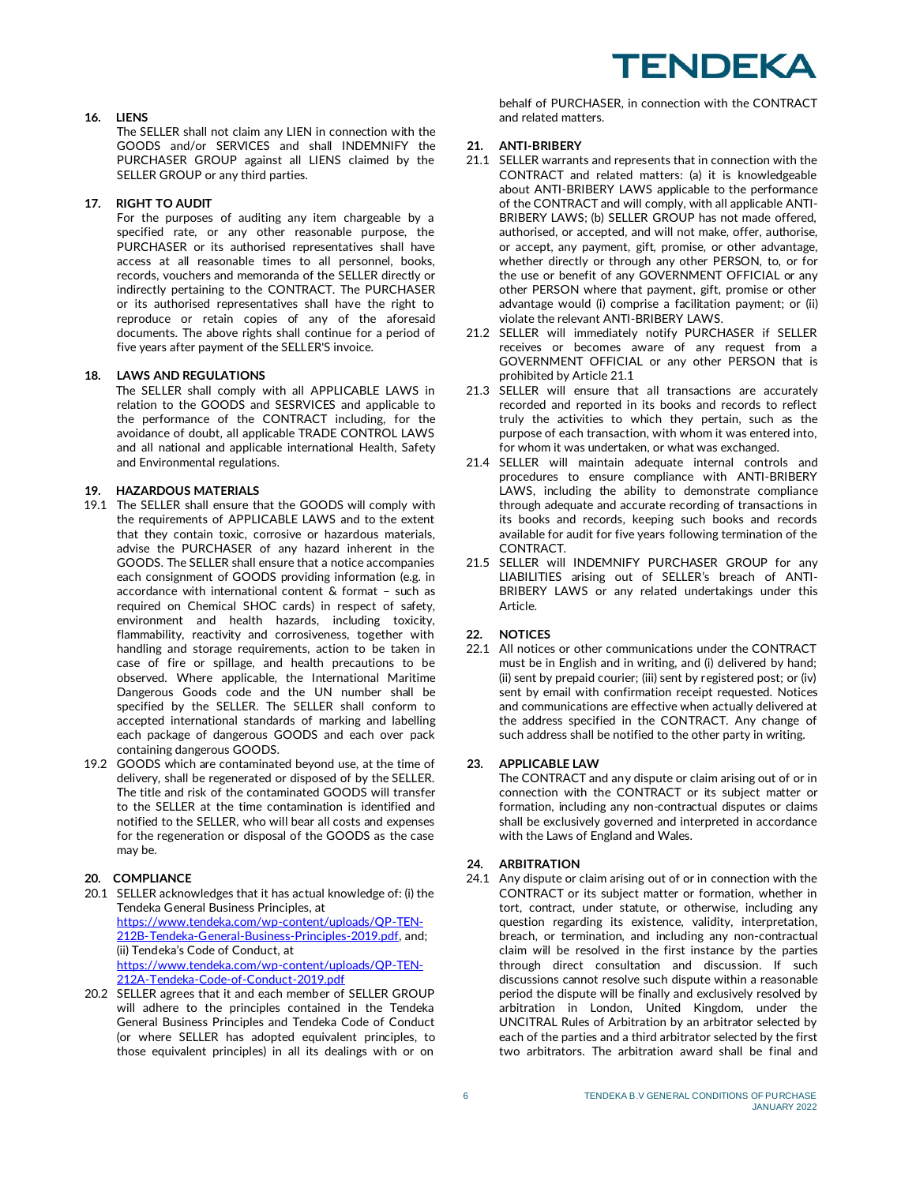## 16. LIENS

The SELLER shall not claim any LIEN in connection with the GOODS and/or SERVICES and shall INDEMNIFY the PURCHASER GROUP against all LIENS claimed by the SELLER GROUP or any third parties.

## 17. RIGHT TO AUDIT

For the purposes of auditing any item chargeable by a specified rate, or any other reasonable purpose, the PURCHASER or its authorised representatives shall have access at all reasonable times to all personnel, books, records, vouchers and memoranda of the SELLER directly or indirectly pertaining to the CONTRACT. The PURCHASER or its authorised representatives shall have the right to reproduce or retain copies of any of the aforesaid documents. The above rights shall continue for a period of five years after payment of the SELLER'S invoice.

## 18. LAWS AND REGULATIONS

The SELLER shall comply with all APPLICABLE LAWS in relation to the GOODS and SESRVICES and applicable to the performance of the CONTRACT including, for the avoidance of doubt, all applicable TRADE CONTROL LAWS and all national and applicable international Health, Safety and Environmental regulations.

## 19. HAZARDOUS MATERIALS

19.1 The SELLER shall ensure that the GOODS will comply with the requirements of APPLICABLE LAWS and to the extent that they contain toxic, corrosive or hazardous materials, advise the PURCHASER of any hazard inherent in the GOODS. The SELLER shall ensure that a notice accompanies each consignment of GOODS providing information (e.g. in accordance with international content & format – such as required on Chemical SHOC cards) in respect of safety, environment and health hazards, including toxicity, flammability, reactivity and corrosiveness, together with handling and storage requirements, action to be taken in case of fire or spillage, and health precautions to be observed. Where applicable, the International Maritime Dangerous Goods code and the UN number shall be specified by the SELLER. The SELLER shall conform to accepted international standards of marking and labelling each package of dangerous GOODS and each over pack containing dangerous GOODS.

19.2 GOODS which are contaminated beyond use, at the time of delivery, shall be regenerated or disposed of by the SELLER. The title and risk of the contaminated GOODS will transfer to the SELLER at the time contamination is identified and notified to the SELLER, who will bear all costs and expenses for the regeneration or disposal of the GOODS as the case may be.

## 20. COMPLIANCE

20.1 SELLER acknowledges that it has actual knowledge of: (i) the Tendeka General Business Principles, at https://www.tendeka.com/wp-content/uploads/QP-TEN-212B-Tendeka-General-Business-Principles-2019.pdf, and; (ii) Tendeka's Code of Conduct, at https://www.tendeka.com/wp-content/uploads/QP-TEN-212A-Tendeka-Code-of-Conduct-2019.pdf

20.2 SELLER agrees that it and each member of SELLER GROUP will adhere to the principles contained in the Tendeka General Business Principles and Tendeka Code of Conduct (or where SELLER has adopted equivalent principles, to those equivalent principles) in all its dealings with or on behalf of PURCHASER, in connection with the CONTRACT and related matters.

## 21. ANTI-BRIBERY

21.1 SELLER warrants and represents that in connection with the CONTRACT and related matters: (a) it is knowledgeable about ANTI-BRIBERY LAWS applicable to the performance of the CONTRACT and will comply, with all applicable ANTI-BRIBERY LAWS; (b) SELLER GROUP has not made offered, authorised, or accepted, and will not make, offer, authorise, or accept, any payment, gift, promise, or other advantage, whether directly or through any other PERSON, to, or for the use or benefit of any GOVERNMENT OFFICIAL or any other PERSON where that payment, gift, promise or other advantage would (i) comprise a facilitation payment; or (ii) violate the relevant ANTI-BRIBERY LAWS.

21.2 SELLER will immediately notify PURCHASER if SELLER receives or becomes aware of any request from a GOVERNMENT OFFICIAL or any other PERSON that is prohibited by Article 21.1

21.3 SELLER will ensure that all transactions are accurately recorded and reported in its books and records to reflect truly the activities to which they pertain, such as the purpose of each transaction, with whom it was entered into, for whom it was undertaken, or what was exchanged.

21.4 SELLER will maintain adequate internal controls and procedures to ensure compliance with ANTI-BRIBERY LAWS, including the ability to demonstrate compliance through adequate and accurate recording of transactions in its books and records, keeping such books and records available for audit for five years following termination of the CONTRACT.

21.5 SELLER will INDEMNIFY PURCHASER GROUP for any LIABILITIES arising out of SELLER's breach of ANTI-BRIBERY LAWS or any related undertakings under this Article.

## 22. NOTICES

22.1 All notices or other communications under the CONTRACT must be in English and in writing, and (i) delivered by hand; (ii) sent by prepaid courier; (iii) sent by registered post; or (iv) sent by email with confirmation receipt requested. Notices and communications are effective when actually delivered at the address specified in the CONTRACT. Any change of such address shall be notified to the other party in writing.

## 23. APPLICABLE LAW

The CONTRACT and any dispute or claim arising out of or in connection with the CONTRACT or its subject matter or formation, including any non-contractual disputes or claims shall be exclusively governed and interpreted in accordance with the Laws of England and Wales.

## 24. ARBITRATION

24.1 Any dispute or claim arising out of or in connection with the CONTRACT or its subject matter or formation, whether in tort, contract, under statute, or otherwise, including any question regarding its existence, validity, interpretation, breach, or termination, and including any non-contractual claim will be resolved in the first instance by the parties through direct consultation and discussion. If such discussions cannot resolve such dispute within a reasonable period the dispute will be finally and exclusively resolved by arbitration in London, United Kingdom, under the UNCITRAL Rules of Arbitration by an arbitrator selected by each of the parties and a third arbitrator selected by the first two arbitrators. The arbitration award shall be final and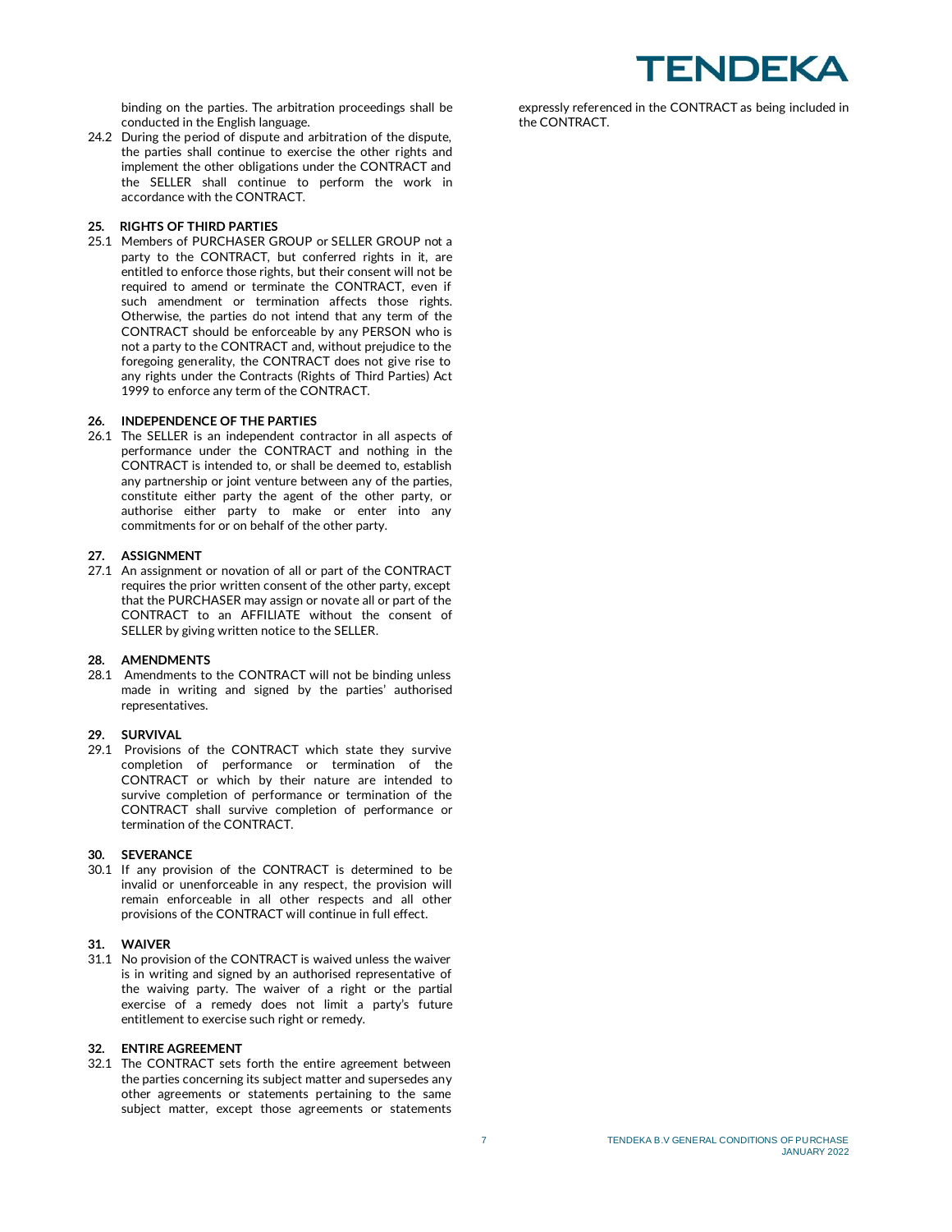binding on the parties. The arbitration proceedings shall be conducted in the English language.

24.2 During the period of dispute and arbitration of the dispute, the parties shall continue to exercise the other rights and implement the other obligations under the CONTRACT and the SELLER shall continue to perform the work in accordance with the CONTRACT.

**25. RIGHTS OF THIRD PARTIES**

25.1 Members of PURCHASER GROUP or SELLER GROUP not a party to the CONTRACT, but conferred rights in it, are entitled to enforce those rights, but their consent will not be required to amend or terminate the CONTRACT, even if such amendment or termination affects those rights. Otherwise, the parties do not intend that any term of the CONTRACT should be enforceable by any PERSON who is not a party to the CONTRACT and, without prejudice to the foregoing generality, the CONTRACT does not give rise to any rights under the Contracts (Rights of Third Parties) Act 1999 to enforce any term of the CONTRACT.

**26. INDEPENDENCE OF THE PARTIES**

26.1 The SELLER is an independent contractor in all aspects of performance under the CONTRACT and nothing in the CONTRACT is intended to, or shall be deemed to, establish any partnership or joint venture between any of the parties, constitute either party the agent of the other party, or authorise either party to make or enter into any commitments for or on behalf of the other party.

**27. ASSIGNMENT**

27.1 An assignment or novation of all or part of the CONTRACT requires the prior written consent of the other party, except that the PURCHASER may assign or novate all or part of the CONTRACT to an AFFILIATE without the consent of SELLER by giving written notice to the SELLER.

**28. AMENDMENTS**

28.1 Amendments to the CONTRACT will not be binding unless made in writing and signed by the parties' authorised representatives.

**29. SURVIVAL**

29.1 Provisions of the CONTRACT which state they survive completion of performance or termination of the CONTRACT or which by their nature are intended to survive completion of performance or termination of the CONTRACT shall survive completion of performance or termination of the CONTRACT.

**30. SEVERANCE**

30.1 If any provision of the CONTRACT is determined to be invalid or unenforceable in any respect, the provision will remain enforceable in all other respects and all other provisions of the CONTRACT will continue in full effect.

**31. WAIVER**

31.1 No provision of the CONTRACT is waived unless the waiver is in writing and signed by an authorised representative of the waiving party. The waiver of a right or the partial exercise of a remedy does not limit a party's future entitlement to exercise such right or remedy.

**32. ENTIRE AGREEMENT**

32.1 The CONTRACT sets forth the entire agreement between the parties concerning its subject matter and supersedes any other agreements or statements pertaining to the same subject matter, except those agreements or statements expressly referenced in the CONTRACT as being included in the CONTRACT.